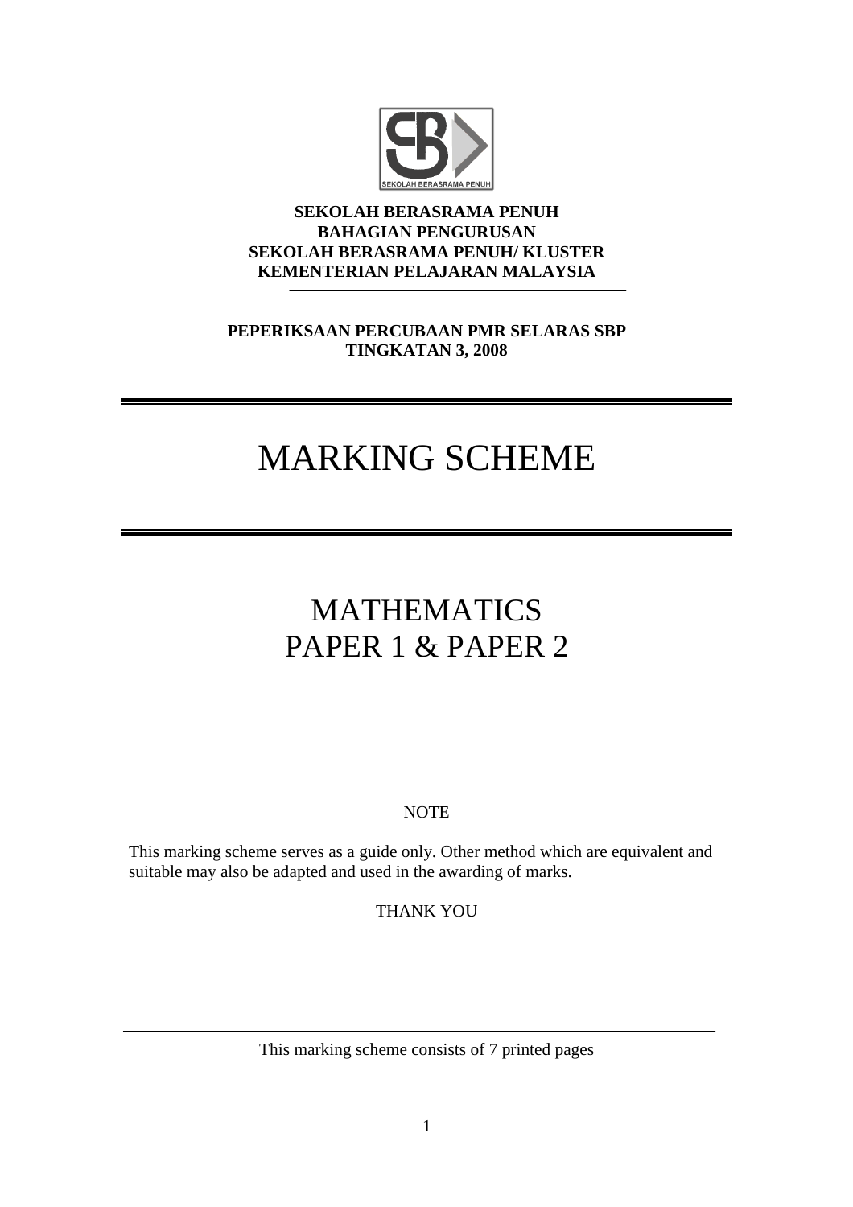**SEKOLAH BERASRAMA PENUH**
**BAHAGIAN PENGURUSAN**
**SEKOLAH BERASRAMA PENUH/ KLUSTER**
**KEMENTERIAN PELAJARAN MALAYSIA**

---

**PEPERIKSAAN PERCUBAAN PMR SELARAS SBP**
**TINGKATAN 3, 2008**

---

# MARKING SCHEME

---

## MATHEMATICS
## PAPER 1 & PAPER 2

NOTE

This marking scheme serves as a guide only. Other method which are equivalent and suitable may also be adapted and used in the awarding of marks.

THANK YOU

---

This marking scheme consists of 7 printed pages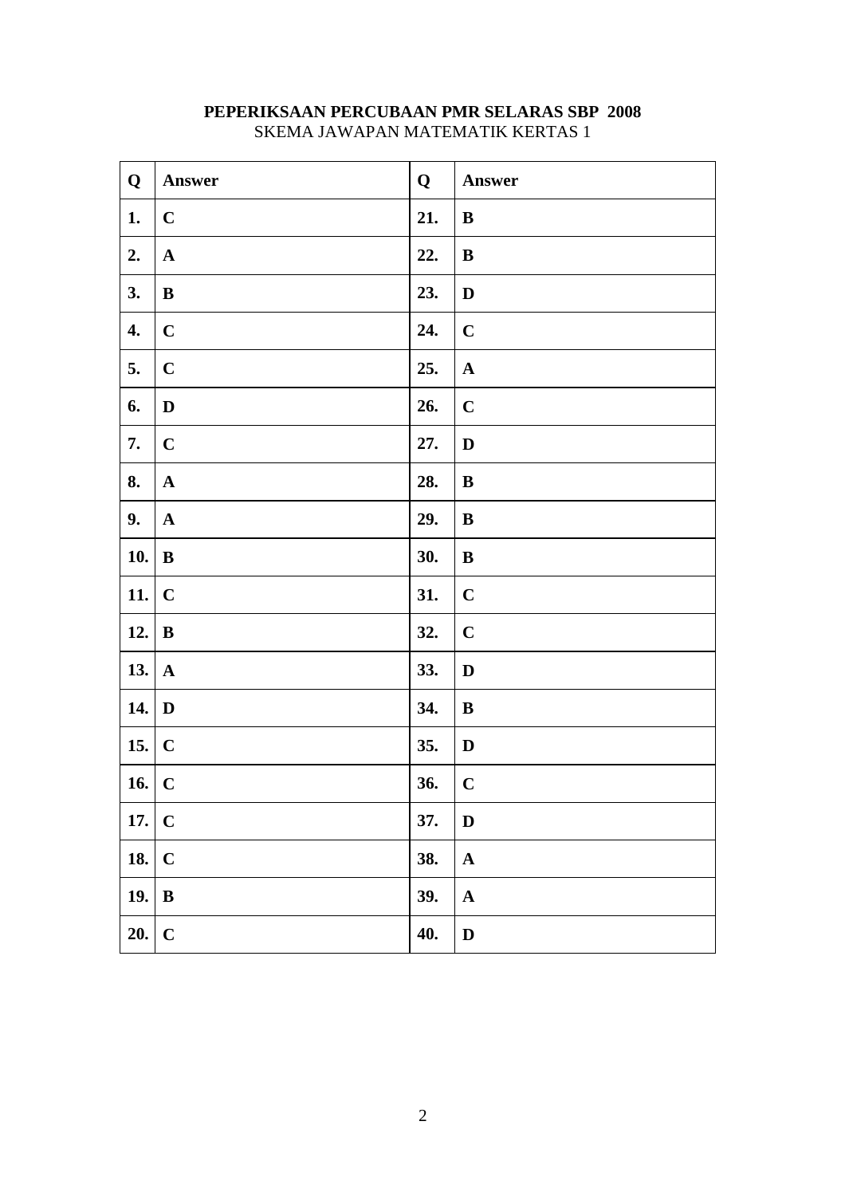**PEPERIKSAAN PERCUBAAN PMR SELARAS SBP 2008**

SKEMA JAWAPAN MATEMATIK KERTAS 1

| Q | Answer | Q | Answer |
|---|---|---|---|
| 1. | C | 21. | B |
| 2. | A | 22. | B |
| 3. | B | 23. | D |
| 4. | C | 24. | C |
| 5. | C | 25. | A |
| 6. | D | 26. | C |
| 7. | C | 27. | D |
| 8. | A | 28. | B |
| 9. | A | 29. | B |
| 10. | B | 30. | B |
| 11. | C | 31. | C |
| 12. | B | 32. | C |
| 13. | A | 33. | D |
| 14. | D | 34. | B |
| 15. | C | 35. | D |
| 16. | C | 36. | C |
| 17. | C | 37. | D |
| 18. | C | 38. | A |
| 19. | B | 39. | A |
| 20. | C | 40. | D |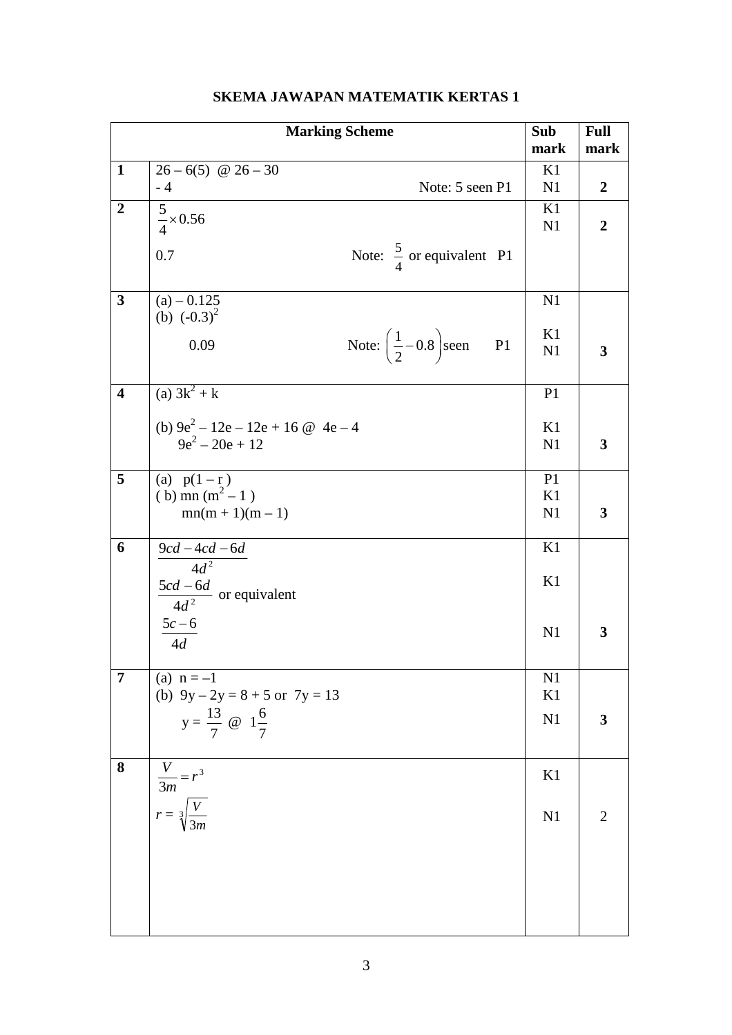# SKEMA JAWAPAN MATEMATIK KERTAS 1

| | Marking Scheme | Sub mark | Full mark |
|---|---|---|---|
| **1** | $26 - 6(5)$ @ $26 - 30$ | K1 | |
| | $-4$ Note: 5 seen P1 | N1 | **2** |
| **2** | $\frac{5}{4} \times 0.56$ | K1 | |
| | $0.7$ Note: $\frac{5}{4}$ or equivalent P1 | N1 | **2** |
| **3** | (a) $-0.125$ | N1 | |
| | (b) $(-0.3)^2$ | K1 | |
| | $0.09$ Note: $\left(\frac{1}{2} - 0.8\right)$ seen P1 | N1 | **3** |
| **4** | (a) $3k^2 + k$ | P1 | |
| | (b) $9e^2 - 12e - 12e + 16$ @ $4e - 4$ | K1 | |
| | $9e^2 - 20e + 12$ | N1 | **3** |
| **5** | (a) $p(1 - r)$ | P1 | |
| | (b) $mn(m^2 - 1)$ | K1 | |
| | $mn(m + 1)(m - 1)$ | N1 | **3** |
| **6** | $\frac{9cd - 4cd - 6d}{4d^2}$ | K1 | |
| | $\frac{5cd - 6d}{4d^2}$ or equivalent | K1 | |
| | $\frac{5c - 6}{4d}$ | N1 | **3** |
| **7** | (a) $n = -1$ | N1 | |
| | (b) $9y - 2y = 8 + 5$ or $7y = 13$ | K1 | |
| | $y = \frac{13}{7}$ @ $1\frac{6}{7}$ | N1 | **3** |
| **8** | $\frac{V}{3m} = r^3$ | K1 | |
| | $r = \sqrt[3]{\frac{V}{3m}}$ | N1 | 2 |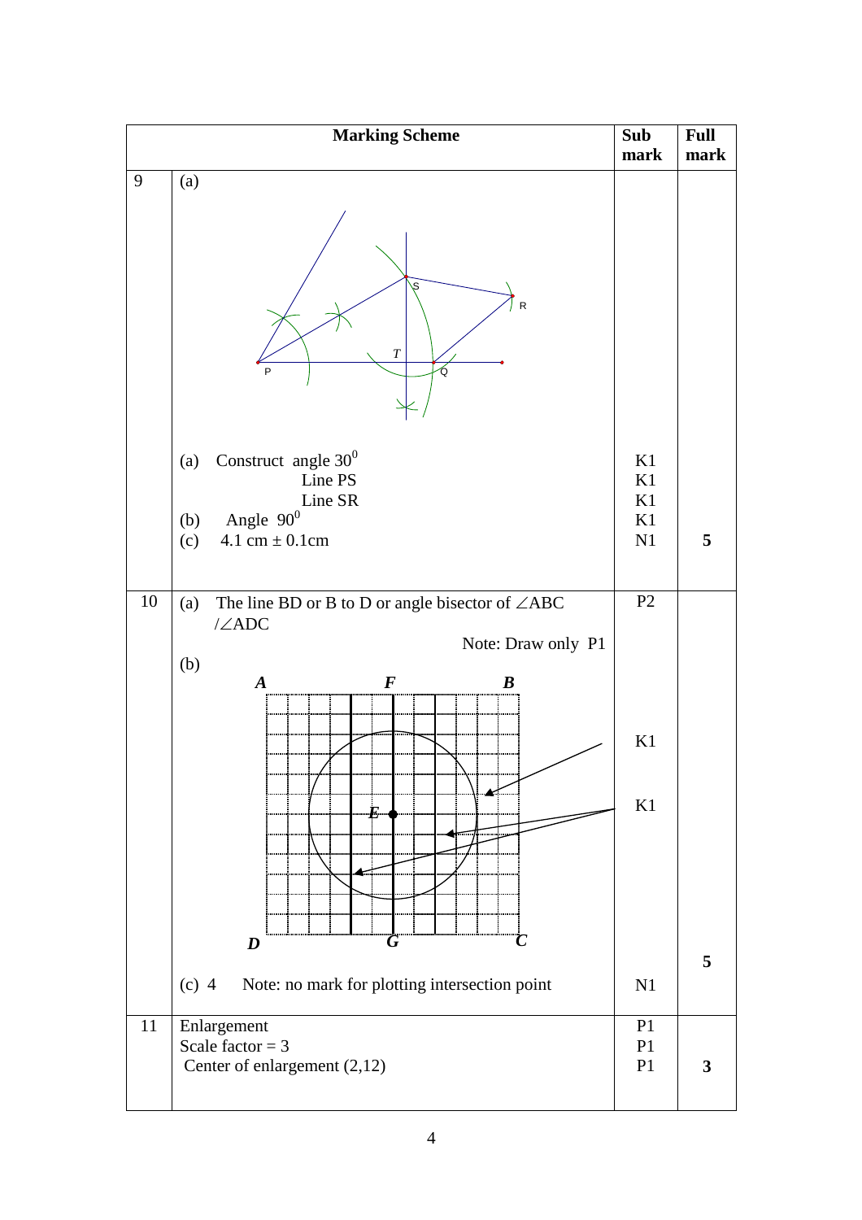| | Marking Scheme | Sub mark | Full mark |
|---|---|---|---|
| 9 | (a) | | |
| | (a) Construct angle $30^0$ | K1 | |
| | Line PS | K1 | |
| | Line SR | K1 | |
| | (b) Angle $90^0$ | K1 | |
| | (c) 4.1 cm ± 0.1cm | N1 | 5 |
| 10 | (a) The line BD or B to D or angle bisector of ∠ABC /∠ADC | P2 | |
| | Note: Draw only P1 | | |
| | (b) | K1 | |
| | | K1 | |
| | (c) 4 Note: no mark for plotting intersection point | N1 | 5 |
| 11 | Enlargement | P1 | |
| | Scale factor = 3 | P1 | |
| | Center of enlargement (2,12) | P1 | 3 |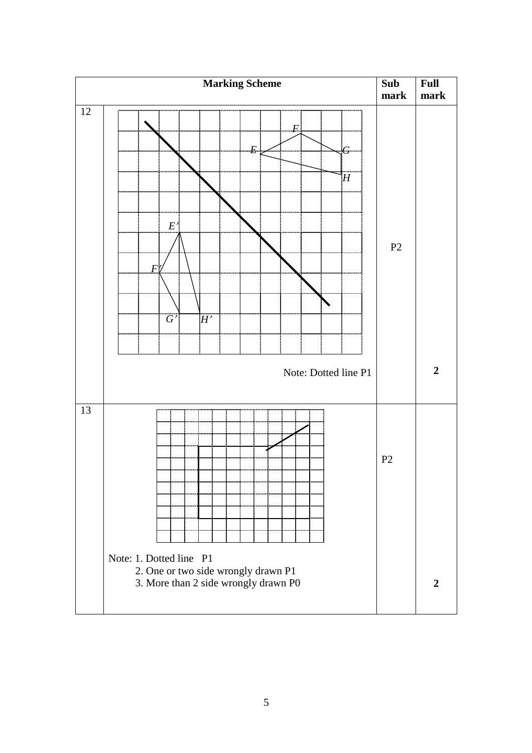| Marking Scheme | | Sub mark | Full mark |
|---|---|---|---|
| 12 | *E*, *F*, *G*, *H*, *E′*, *F′*, *G′*, *H′*<br><br>Note: Dotted line P1 | P2 | 2 |
| 13 | Note: 1. Dotted line P1<br>2. One or two side wrongly drawn P1<br>3. More than 2 side wrongly drawn P0 | P2 | 2 |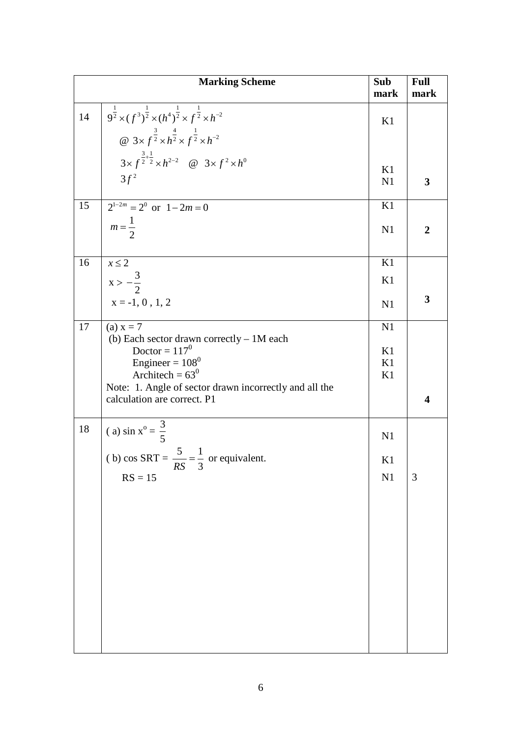| | Marking Scheme | Sub mark | Full mark |
|---|---|---|---|
| 14 | $9^{\frac{1}{2}} \times (f^3)^{\frac{1}{2}} \times (h^4)^{\frac{1}{2}} \times f^{\frac{1}{2}} \times h^{-2}$ <br> @ $3 \times f^{\frac{3}{2}} \times h^{\frac{4}{2}} \times f^{\frac{1}{2}} \times h^{-2}$ <br> $3 \times f^{\frac{3}{2}+\frac{1}{2}} \times h^{2-2}$ @ $3 \times f^2 \times h^0$ <br> $3f^2$ | K1 <br><br> K1 <br> N1 | **3** |
| 15 | $2^{1-2m} = 2^0$ or $1-2m=0$ <br> $m = \frac{1}{2}$ | K1 <br> N1 | **2** |
| 16 | $x \leq 2$ <br> $x > -\frac{3}{2}$ <br> x = -1, 0 , 1, 2 | K1 <br> K1 <br> N1 | **3** |
| 17 | (a) x = 7 <br> (b) Each sector drawn correctly – 1M each <br> Doctor = $117^0$ <br> Engineer = $108^0$ <br> Architech = $63^0$ <br> Note: 1. Angle of sector drawn incorrectly and all the calculation are correct. P1 | N1 <br><br> K1 <br> K1 <br> K1 | **4** |
| 18 | ( a) sin $x^o = \frac{3}{5}$ <br> ( b) cos SRT = $\frac{5}{RS} = \frac{1}{3}$ or equivalent. <br> RS = 15 | N1 <br> K1 <br> N1 | 3 |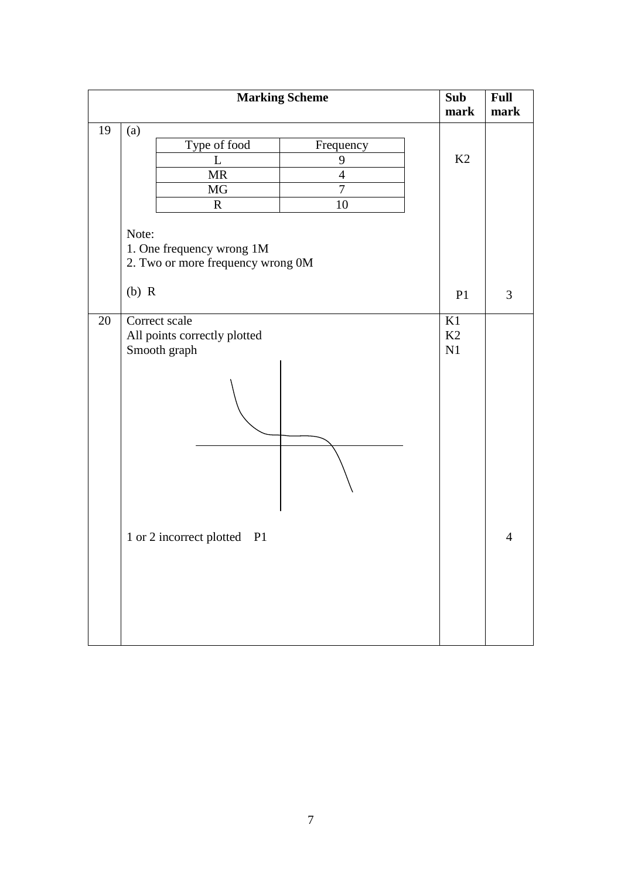| Marking Scheme | | Sub mark | Full mark |
|---|---|---|---|
| 19 | (a) | | |
| | | Type of food | Frequency | | | |
|---|---|
| L | 9 |
| MR | 4 |
| MG | 7 |
| R | 10 |

| | | | |
|---|---|---|---|
| | Note: 1. One frequency wrong 1M 2. Two or more frequency wrong 0M | K2 | |
| | (b) R | P1 | 3 |
| 20 | Correct scale | K1 | |
| | All points correctly plotted | K2 | |
| | Smooth graph | N1 | |
| | 1 or 2 incorrect plotted P1 | | 4 |